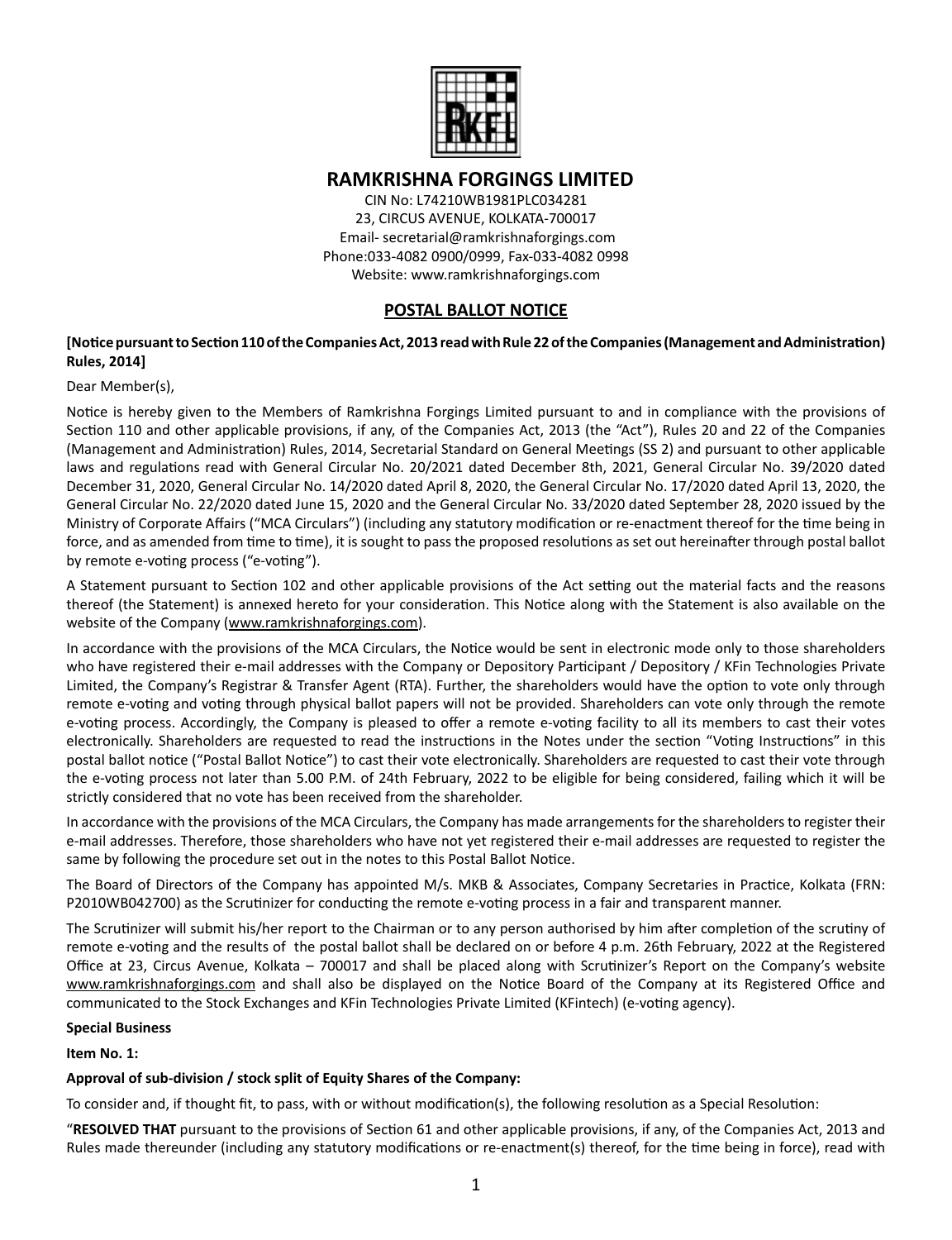# RAMKRISHNA FORGINGS LIMITED

CIN No: L74210WB1981PLC034281
23, CIRCUS AVENUE, KOLKATA-700017
Email- secretarial@ramkrishnaforgings.com
Phone:033-4082 0900/0999, Fax-033-4082 0998
Website: www.ramkrishnaforgings.com

## POSTAL BALLOT NOTICE

**[Notice pursuant to Section 110 of the Companies Act, 2013 read with Rule 22 of the Companies (Management and Administration) Rules, 2014]**

Dear Member(s),

Notice is hereby given to the Members of Ramkrishna Forgings Limited pursuant to and in compliance with the provisions of Section 110 and other applicable provisions, if any, of the Companies Act, 2013 (the "Act"), Rules 20 and 22 of the Companies (Management and Administration) Rules, 2014, Secretarial Standard on General Meetings (SS 2) and pursuant to other applicable laws and regulations read with General Circular No. 20/2021 dated December 8th, 2021, General Circular No. 39/2020 dated December 31, 2020, General Circular No. 14/2020 dated April 8, 2020, the General Circular No. 17/2020 dated April 13, 2020, the General Circular No. 22/2020 dated June 15, 2020 and the General Circular No. 33/2020 dated September 28, 2020 issued by the Ministry of Corporate Affairs ("MCA Circulars") (including any statutory modification or re-enactment thereof for the time being in force, and as amended from time to time), it is sought to pass the proposed resolutions as set out hereinafter through postal ballot by remote e-voting process ("e-voting").

A Statement pursuant to Section 102 and other applicable provisions of the Act setting out the material facts and the reasons thereof (the Statement) is annexed hereto for your consideration. This Notice along with the Statement is also available on the website of the Company (www.ramkrishnaforgings.com).

In accordance with the provisions of the MCA Circulars, the Notice would be sent in electronic mode only to those shareholders who have registered their e-mail addresses with the Company or Depository Participant / Depository / KFin Technologies Private Limited, the Company's Registrar & Transfer Agent (RTA). Further, the shareholders would have the option to vote only through remote e-voting and voting through physical ballot papers will not be provided. Shareholders can vote only through the remote e-voting process. Accordingly, the Company is pleased to offer a remote e-voting facility to all its members to cast their votes electronically. Shareholders are requested to read the instructions in the Notes under the section "Voting Instructions" in this postal ballot notice ("Postal Ballot Notice") to cast their vote electronically. Shareholders are requested to cast their vote through the e-voting process not later than 5.00 P.M. of 24th February, 2022 to be eligible for being considered, failing which it will be strictly considered that no vote has been received from the shareholder.

In accordance with the provisions of the MCA Circulars, the Company has made arrangements for the shareholders to register their e-mail addresses. Therefore, those shareholders who have not yet registered their e-mail addresses are requested to register the same by following the procedure set out in the notes to this Postal Ballot Notice.

The Board of Directors of the Company has appointed M/s. MKB & Associates, Company Secretaries in Practice, Kolkata (FRN: P2010WB042700) as the Scrutinizer for conducting the remote e-voting process in a fair and transparent manner.

The Scrutinizer will submit his/her report to the Chairman or to any person authorised by him after completion of the scrutiny of remote e-voting and the results of the postal ballot shall be declared on or before 4 p.m. 26th February, 2022 at the Registered Office at 23, Circus Avenue, Kolkata – 700017 and shall be placed along with Scrutinizer's Report on the Company's website www.ramkrishnaforgings.com and shall also be displayed on the Notice Board of the Company at its Registered Office and communicated to the Stock Exchanges and KFin Technologies Private Limited (KFintech) (e-voting agency).

**Special Business**

**Item No. 1:**

**Approval of sub-division / stock split of Equity Shares of the Company:**

To consider and, if thought fit, to pass, with or without modification(s), the following resolution as a Special Resolution:

"**RESOLVED THAT** pursuant to the provisions of Section 61 and other applicable provisions, if any, of the Companies Act, 2013 and Rules made thereunder (including any statutory modifications or re-enactment(s) thereof, for the time being in force), read with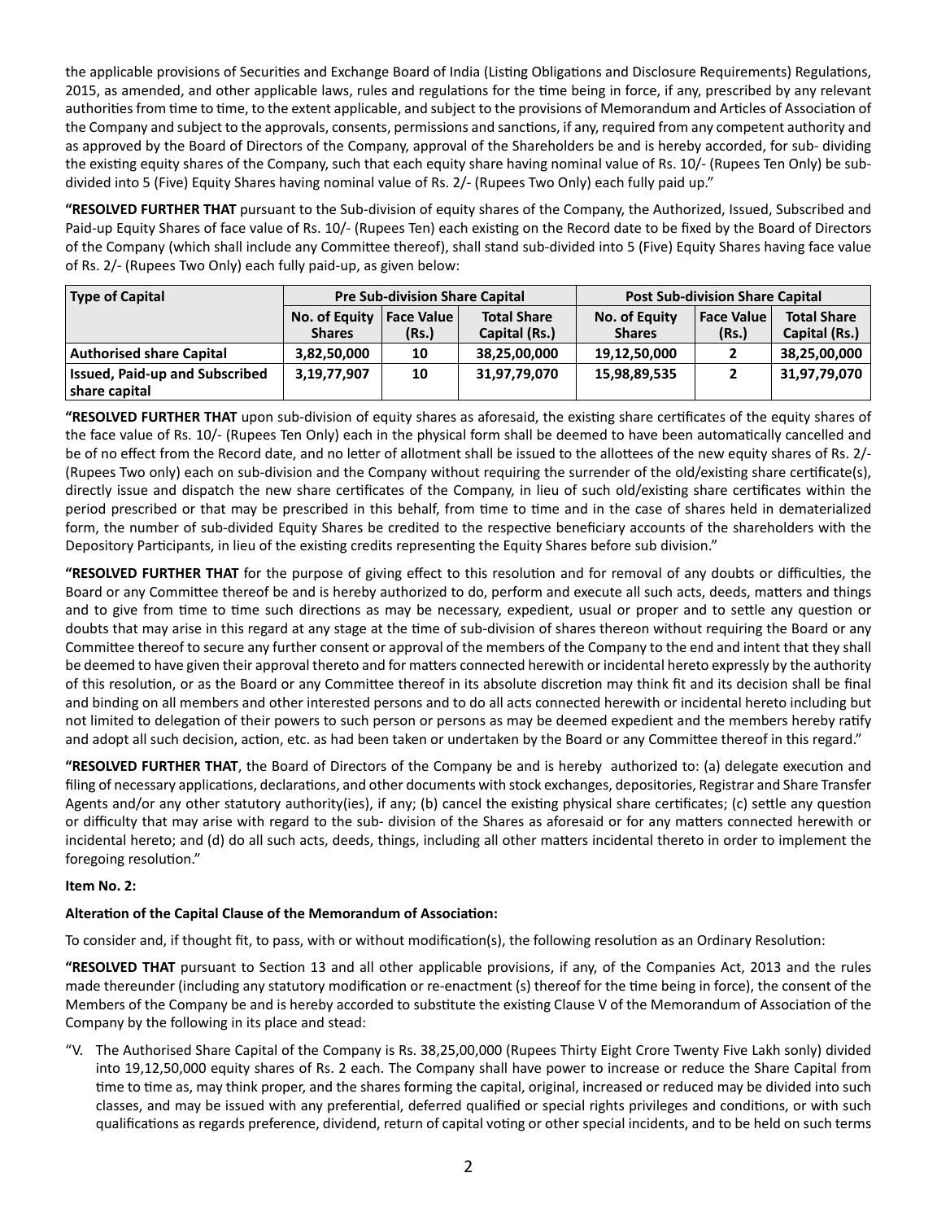the applicable provisions of Securities and Exchange Board of India (Listing Obligations and Disclosure Requirements) Regulations, 2015, as amended, and other applicable laws, rules and regulations for the time being in force, if any, prescribed by any relevant authorities from time to time, to the extent applicable, and subject to the provisions of Memorandum and Articles of Association of the Company and subject to the approvals, consents, permissions and sanctions, if any, required from any competent authority and as approved by the Board of Directors of the Company, approval of the Shareholders be and is hereby accorded, for sub- dividing the existing equity shares of the Company, such that each equity share having nominal value of Rs. 10/- (Rupees Ten Only) be sub-divided into 5 (Five) Equity Shares having nominal value of Rs. 2/- (Rupees Two Only) each fully paid up."

**"RESOLVED FURTHER THAT** pursuant to the Sub-division of equity shares of the Company, the Authorized, Issued, Subscribed and Paid-up Equity Shares of face value of Rs. 10/- (Rupees Ten) each existing on the Record date to be fixed by the Board of Directors of the Company (which shall include any Committee thereof), shall stand sub-divided into 5 (Five) Equity Shares having face value of Rs. 2/- (Rupees Two Only) each fully paid-up, as given below:

| Type of Capital | Pre Sub-division Share Capital | | | Post Sub-division Share Capital | | |
|---|---|---|---|---|---|---|
| | No. of Equity Shares | Face Value (Rs.) | Total Share Capital (Rs.) | No. of Equity Shares | Face Value (Rs.) | Total Share Capital (Rs.) |
| **Authorised share Capital** | **3,82,50,000** | **10** | **38,25,00,000** | **19,12,50,000** | **2** | **38,25,00,000** |
| **Issued, Paid-up and Subscribed share capital** | **3,19,77,907** | **10** | **31,97,79,070** | **15,98,89,535** | **2** | **31,97,79,070** |

**"RESOLVED FURTHER THAT** upon sub-division of equity shares as aforesaid, the existing share certificates of the equity shares of the face value of Rs. 10/- (Rupees Ten Only) each in the physical form shall be deemed to have been automatically cancelled and be of no effect from the Record date, and no letter of allotment shall be issued to the allottees of the new equity shares of Rs. 2/- (Rupees Two only) each on sub-division and the Company without requiring the surrender of the old/existing share certificate(s), directly issue and dispatch the new share certificates of the Company, in lieu of such old/existing share certificates within the period prescribed or that may be prescribed in this behalf, from time to time and in the case of shares held in dematerialized form, the number of sub-divided Equity Shares be credited to the respective beneficiary accounts of the shareholders with the Depository Participants, in lieu of the existing credits representing the Equity Shares before sub division."

**"RESOLVED FURTHER THAT** for the purpose of giving effect to this resolution and for removal of any doubts or difficulties, the Board or any Committee thereof be and is hereby authorized to do, perform and execute all such acts, deeds, matters and things and to give from time to time such directions as may be necessary, expedient, usual or proper and to settle any question or doubts that may arise in this regard at any stage at the time of sub-division of shares thereon without requiring the Board or any Committee thereof to secure any further consent or approval of the members of the Company to the end and intent that they shall be deemed to have given their approval thereto and for matters connected herewith or incidental hereto expressly by the authority of this resolution, or as the Board or any Committee thereof in its absolute discretion may think fit and its decision shall be final and binding on all members and other interested persons and to do all acts connected herewith or incidental hereto including but not limited to delegation of their powers to such person or persons as may be deemed expedient and the members hereby ratify and adopt all such decision, action, etc. as had been taken or undertaken by the Board or any Committee thereof in this regard."

**"RESOLVED FURTHER THAT**, the Board of Directors of the Company be and is hereby authorized to: (a) delegate execution and filing of necessary applications, declarations, and other documents with stock exchanges, depositories, Registrar and Share Transfer Agents and/or any other statutory authority(ies), if any; (b) cancel the existing physical share certificates; (c) settle any question or difficulty that may arise with regard to the sub- division of the Shares as aforesaid or for any matters connected herewith or incidental hereto; and (d) do all such acts, deeds, things, including all other matters incidental thereto in order to implement the foregoing resolution."

**Item No. 2:**

**Alteration of the Capital Clause of the Memorandum of Association:**

To consider and, if thought fit, to pass, with or without modification(s), the following resolution as an Ordinary Resolution:

**"RESOLVED THAT** pursuant to Section 13 and all other applicable provisions, if any, of the Companies Act, 2013 and the rules made thereunder (including any statutory modification or re-enactment (s) thereof for the time being in force), the consent of the Members of the Company be and is hereby accorded to substitute the existing Clause V of the Memorandum of Association of the Company by the following in its place and stead:

"V. The Authorised Share Capital of the Company is Rs. 38,25,00,000 (Rupees Thirty Eight Crore Twenty Five Lakh sonly) divided into 19,12,50,000 equity shares of Rs. 2 each. The Company shall have power to increase or reduce the Share Capital from time to time as, may think proper, and the shares forming the capital, original, increased or reduced may be divided into such classes, and may be issued with any preferential, deferred qualified or special rights privileges and conditions, or with such qualifications as regards preference, dividend, return of capital voting or other special incidents, and to be held on such terms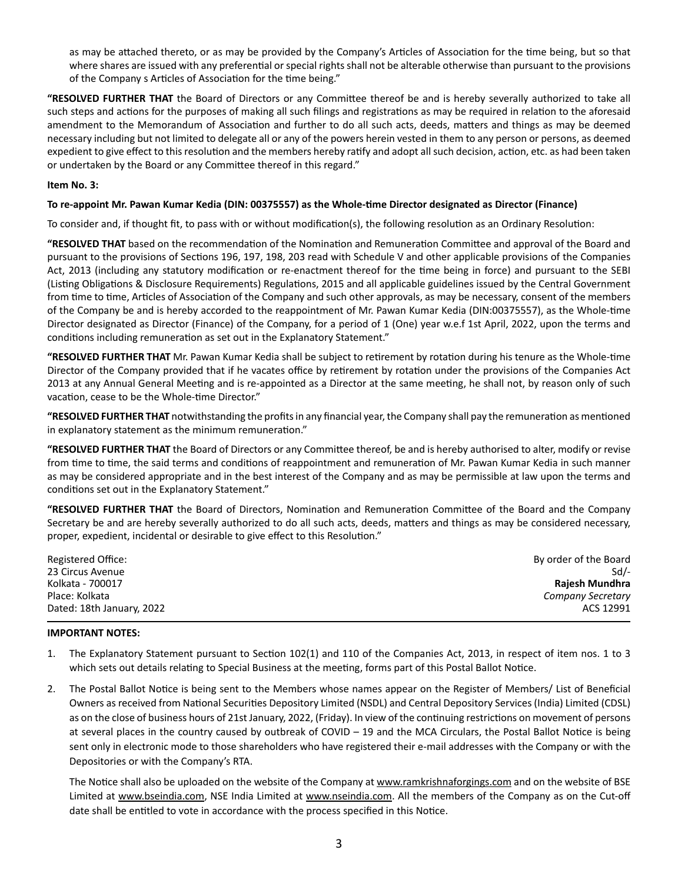as may be attached thereto, or as may be provided by the Company's Articles of Association for the time being, but so that where shares are issued with any preferential or special rights shall not be alterable otherwise than pursuant to the provisions of the Company s Articles of Association for the time being."

**"RESOLVED FURTHER THAT** the Board of Directors or any Committee thereof be and is hereby severally authorized to take all such steps and actions for the purposes of making all such filings and registrations as may be required in relation to the aforesaid amendment to the Memorandum of Association and further to do all such acts, deeds, matters and things as may be deemed necessary including but not limited to delegate all or any of the powers herein vested in them to any person or persons, as deemed expedient to give effect to this resolution and the members hereby ratify and adopt all such decision, action, etc. as had been taken or undertaken by the Board or any Committee thereof in this regard."

**Item No. 3:**

**To re-appoint Mr. Pawan Kumar Kedia (DIN: 00375557) as the Whole-time Director designated as Director (Finance)**

To consider and, if thought fit, to pass with or without modification(s), the following resolution as an Ordinary Resolution:

**"RESOLVED THAT** based on the recommendation of the Nomination and Remuneration Committee and approval of the Board and pursuant to the provisions of Sections 196, 197, 198, 203 read with Schedule V and other applicable provisions of the Companies Act, 2013 (including any statutory modification or re-enactment thereof for the time being in force) and pursuant to the SEBI (Listing Obligations & Disclosure Requirements) Regulations, 2015 and all applicable guidelines issued by the Central Government from time to time, Articles of Association of the Company and such other approvals, as may be necessary, consent of the members of the Company be and is hereby accorded to the reappointment of Mr. Pawan Kumar Kedia (DIN:00375557), as the Whole-time Director designated as Director (Finance) of the Company, for a period of 1 (One) year w.e.f 1st April, 2022, upon the terms and conditions including remuneration as set out in the Explanatory Statement."

**"RESOLVED FURTHER THAT** Mr. Pawan Kumar Kedia shall be subject to retirement by rotation during his tenure as the Whole-time Director of the Company provided that if he vacates office by retirement by rotation under the provisions of the Companies Act 2013 at any Annual General Meeting and is re-appointed as a Director at the same meeting, he shall not, by reason only of such vacation, cease to be the Whole-time Director."

**"RESOLVED FURTHER THAT** notwithstanding the profits in any financial year, the Company shall pay the remuneration as mentioned in explanatory statement as the minimum remuneration."

**"RESOLVED FURTHER THAT** the Board of Directors or any Committee thereof, be and is hereby authorised to alter, modify or revise from time to time, the said terms and conditions of reappointment and remuneration of Mr. Pawan Kumar Kedia in such manner as may be considered appropriate and in the best interest of the Company and as may be permissible at law upon the terms and conditions set out in the Explanatory Statement."

**"RESOLVED FURTHER THAT** the Board of Directors, Nomination and Remuneration Committee of the Board and the Company Secretary be and are hereby severally authorized to do all such acts, deeds, matters and things as may be considered necessary, proper, expedient, incidental or desirable to give effect to this Resolution."

Registered Office:
23 Circus Avenue
Kolkata - 700017
Place: Kolkata
Dated: 18th January, 2022

By order of the Board
Sd/-
**Rajesh Mundhra**
*Company Secretary*
ACS 12991

**IMPORTANT NOTES:**

1. The Explanatory Statement pursuant to Section 102(1) and 110 of the Companies Act, 2013, in respect of item nos. 1 to 3 which sets out details relating to Special Business at the meeting, forms part of this Postal Ballot Notice.

2. The Postal Ballot Notice is being sent to the Members whose names appear on the Register of Members/ List of Beneficial Owners as received from National Securities Depository Limited (NSDL) and Central Depository Services (India) Limited (CDSL) as on the close of business hours of 21st January, 2022, (Friday). In view of the continuing restrictions on movement of persons at several places in the country caused by outbreak of COVID – 19 and the MCA Circulars, the Postal Ballot Notice is being sent only in electronic mode to those shareholders who have registered their e-mail addresses with the Company or with the Depositories or with the Company's RTA.

   The Notice shall also be uploaded on the website of the Company at www.ramkrishnaforgings.com and on the website of BSE Limited at www.bseindia.com, NSE India Limited at www.nseindia.com. All the members of the Company as on the Cut-off date shall be entitled to vote in accordance with the process specified in this Notice.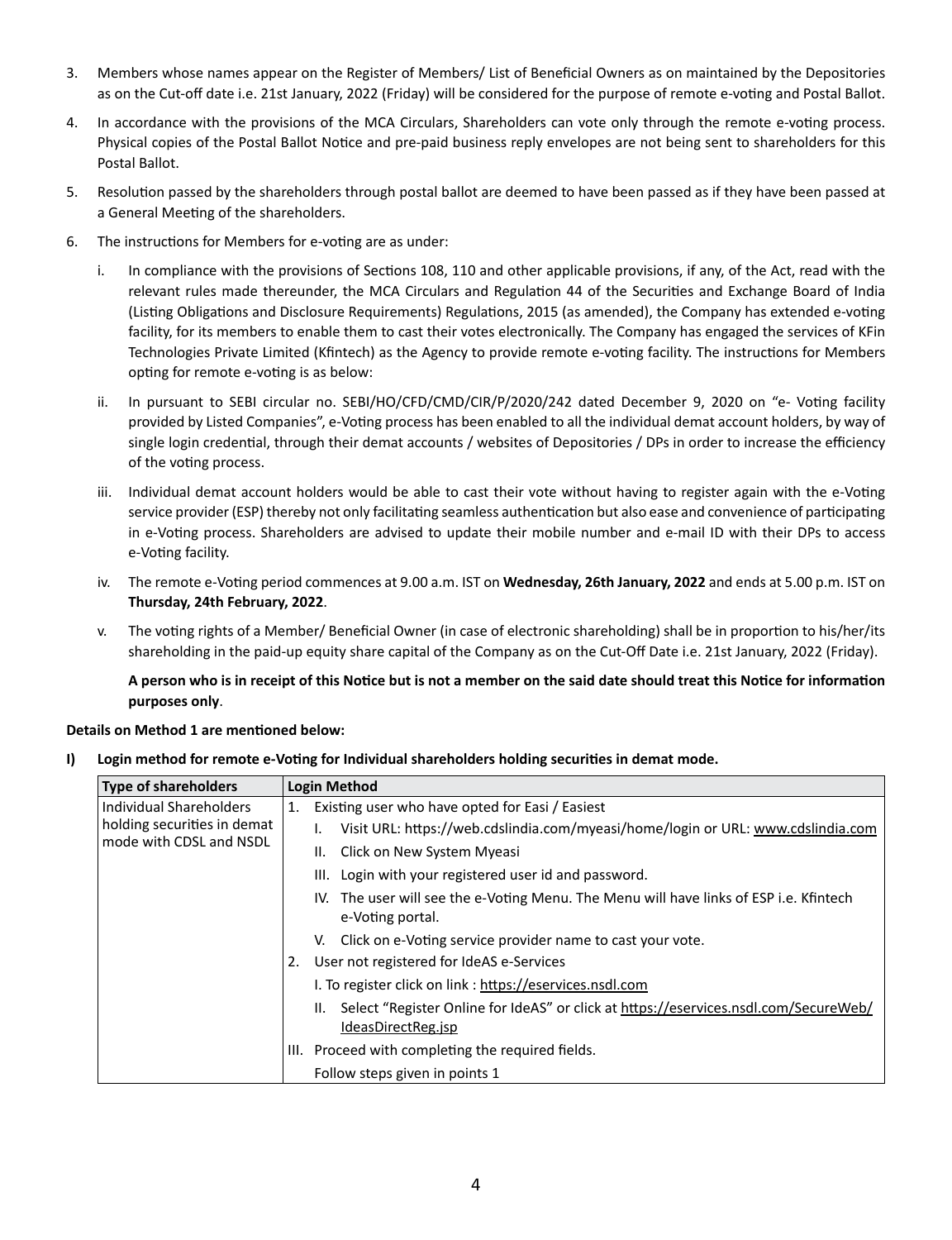3. Members whose names appear on the Register of Members/ List of Beneficial Owners as on maintained by the Depositories as on the Cut-off date i.e. 21st January, 2022 (Friday) will be considered for the purpose of remote e-voting and Postal Ballot.

4. In accordance with the provisions of the MCA Circulars, Shareholders can vote only through the remote e-voting process. Physical copies of the Postal Ballot Notice and pre-paid business reply envelopes are not being sent to shareholders for this Postal Ballot.

5. Resolution passed by the shareholders through postal ballot are deemed to have been passed as if they have been passed at a General Meeting of the shareholders.

6. The instructions for Members for e-voting are as under:

   i. In compliance with the provisions of Sections 108, 110 and other applicable provisions, if any, of the Act, read with the relevant rules made thereunder, the MCA Circulars and Regulation 44 of the Securities and Exchange Board of India (Listing Obligations and Disclosure Requirements) Regulations, 2015 (as amended), the Company has extended e-voting facility, for its members to enable them to cast their votes electronically. The Company has engaged the services of KFin Technologies Private Limited (Kfintech) as the Agency to provide remote e-voting facility. The instructions for Members opting for remote e-voting is as below:

   ii. In pursuant to SEBI circular no. SEBI/HO/CFD/CMD/CIR/P/2020/242 dated December 9, 2020 on "e- Voting facility provided by Listed Companies", e-Voting process has been enabled to all the individual demat account holders, by way of single login credential, through their demat accounts / websites of Depositories / DPs in order to increase the efficiency of the voting process.

   iii. Individual demat account holders would be able to cast their vote without having to register again with the e-Voting service provider (ESP) thereby not only facilitating seamless authentication but also ease and convenience of participating in e-Voting process. Shareholders are advised to update their mobile number and e-mail ID with their DPs to access e-Voting facility.

   iv. The remote e-Voting period commences at 9.00 a.m. IST on **Wednesday, 26th January, 2022** and ends at 5.00 p.m. IST on **Thursday, 24th February, 2022**.

   v. The voting rights of a Member/ Beneficial Owner (in case of electronic shareholding) shall be in proportion to his/her/its shareholding in the paid-up equity share capital of the Company as on the Cut-Off Date i.e. 21st January, 2022 (Friday).

   **A person who is in receipt of this Notice but is not a member on the said date should treat this Notice for information purposes only**.

**Details on Method 1 are mentioned below:**

**I) Login method for remote e-Voting for Individual shareholders holding securities in demat mode.**

| Type of shareholders | Login Method |
|---|---|
| Individual Shareholders holding securities in demat mode with CDSL and NSDL | 1. Existing user who have opted for Easi / Easiest<br>I. Visit URL: https://web.cdslindia.com/myeasi/home/login or URL: www.cdslindia.com<br>II. Click on New System Myeasi<br>III. Login with your registered user id and password.<br>IV. The user will see the e-Voting Menu. The Menu will have links of ESP i.e. Kfintech e-Voting portal.<br>V. Click on e-Voting service provider name to cast your vote.<br>2. User not registered for IdeAS e-Services<br>I. To register click on link : https://eservices.nsdl.com<br>II. Select "Register Online for IdeAS" or click at https://eservices.nsdl.com/SecureWeb/IdeasDirectReg.jsp<br>III. Proceed with completing the required fields.<br>Follow steps given in points 1 |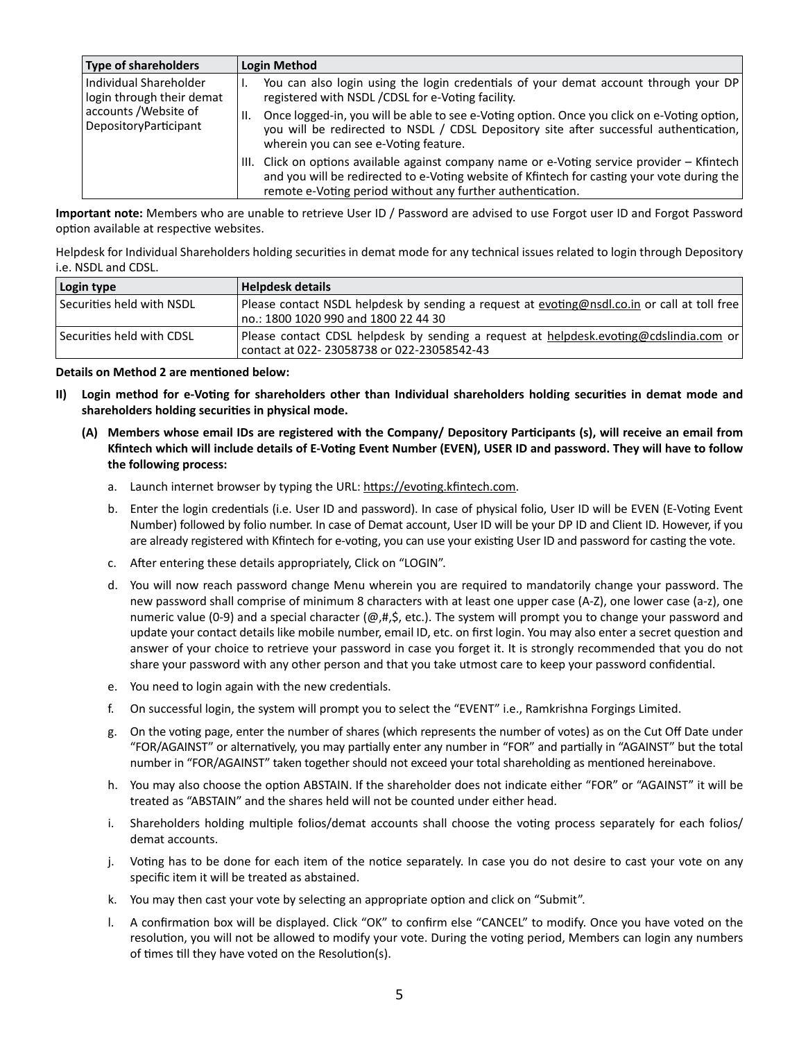| Type of shareholders | Login Method |
|---|---|
| Individual Shareholder login through their demat accounts /Website of DepositoryParticipant | I. You can also login using the login credentials of your demat account through your DP registered with NSDL /CDSL for e-Voting facility.<br>II. Once logged-in, you will be able to see e-Voting option. Once you click on e-Voting option, you will be redirected to NSDL / CDSL Depository site after successful authentication, wherein you can see e-Voting feature.<br>III. Click on options available against company name or e-Voting service provider – Kfintech and you will be redirected to e-Voting website of Kfintech for casting your vote during the remote e-Voting period without any further authentication. |

**Important note:** Members who are unable to retrieve User ID / Password are advised to use Forgot user ID and Forgot Password option available at respective websites.

Helpdesk for Individual Shareholders holding securities in demat mode for any technical issues related to login through Depository i.e. NSDL and CDSL.

| Login type | Helpdesk details |
|---|---|
| Securities held with NSDL | Please contact NSDL helpdesk by sending a request at evoting@nsdl.co.in or call at toll free no.: 1800 1020 990 and 1800 22 44 30 |
| Securities held with CDSL | Please contact CDSL helpdesk by sending a request at helpdesk.evoting@cdslindia.com or contact at 022- 23058738 or 022-23058542-43 |

**Details on Method 2 are mentioned below:**

**II) Login method for e-Voting for shareholders other than Individual shareholders holding securities in demat mode and shareholders holding securities in physical mode.**

**(A) Members whose email IDs are registered with the Company/ Depository Participants (s), will receive an email from Kfintech which will include details of E-Voting Event Number (EVEN), USER ID and password. They will have to follow the following process:**

a. Launch internet browser by typing the URL: https://evoting.kfintech.com.

b. Enter the login credentials (i.e. User ID and password). In case of physical folio, User ID will be EVEN (E-Voting Event Number) followed by folio number. In case of Demat account, User ID will be your DP ID and Client ID. However, if you are already registered with Kfintech for e-voting, you can use your existing User ID and password for casting the vote.

c. After entering these details appropriately, Click on "LOGIN".

d. You will now reach password change Menu wherein you are required to mandatorily change your password. The new password shall comprise of minimum 8 characters with at least one upper case (A-Z), one lower case (a-z), one numeric value (0-9) and a special character (@,#,$, etc.). The system will prompt you to change your password and update your contact details like mobile number, email ID, etc. on first login. You may also enter a secret question and answer of your choice to retrieve your password in case you forget it. It is strongly recommended that you do not share your password with any other person and that you take utmost care to keep your password confidential.

e. You need to login again with the new credentials.

f. On successful login, the system will prompt you to select the "EVENT" i.e., Ramkrishna Forgings Limited.

g. On the voting page, enter the number of shares (which represents the number of votes) as on the Cut Off Date under "FOR/AGAINST" or alternatively, you may partially enter any number in "FOR" and partially in "AGAINST" but the total number in "FOR/AGAINST" taken together should not exceed your total shareholding as mentioned hereinabove.

h. You may also choose the option ABSTAIN. If the shareholder does not indicate either "FOR" or "AGAINST" it will be treated as "ABSTAIN" and the shares held will not be counted under either head.

i. Shareholders holding multiple folios/demat accounts shall choose the voting process separately for each folios/ demat accounts.

j. Voting has to be done for each item of the notice separately. In case you do not desire to cast your vote on any specific item it will be treated as abstained.

k. You may then cast your vote by selecting an appropriate option and click on "Submit".

l. A confirmation box will be displayed. Click "OK" to confirm else "CANCEL" to modify. Once you have voted on the resolution, you will not be allowed to modify your vote. During the voting period, Members can login any numbers of times till they have voted on the Resolution(s).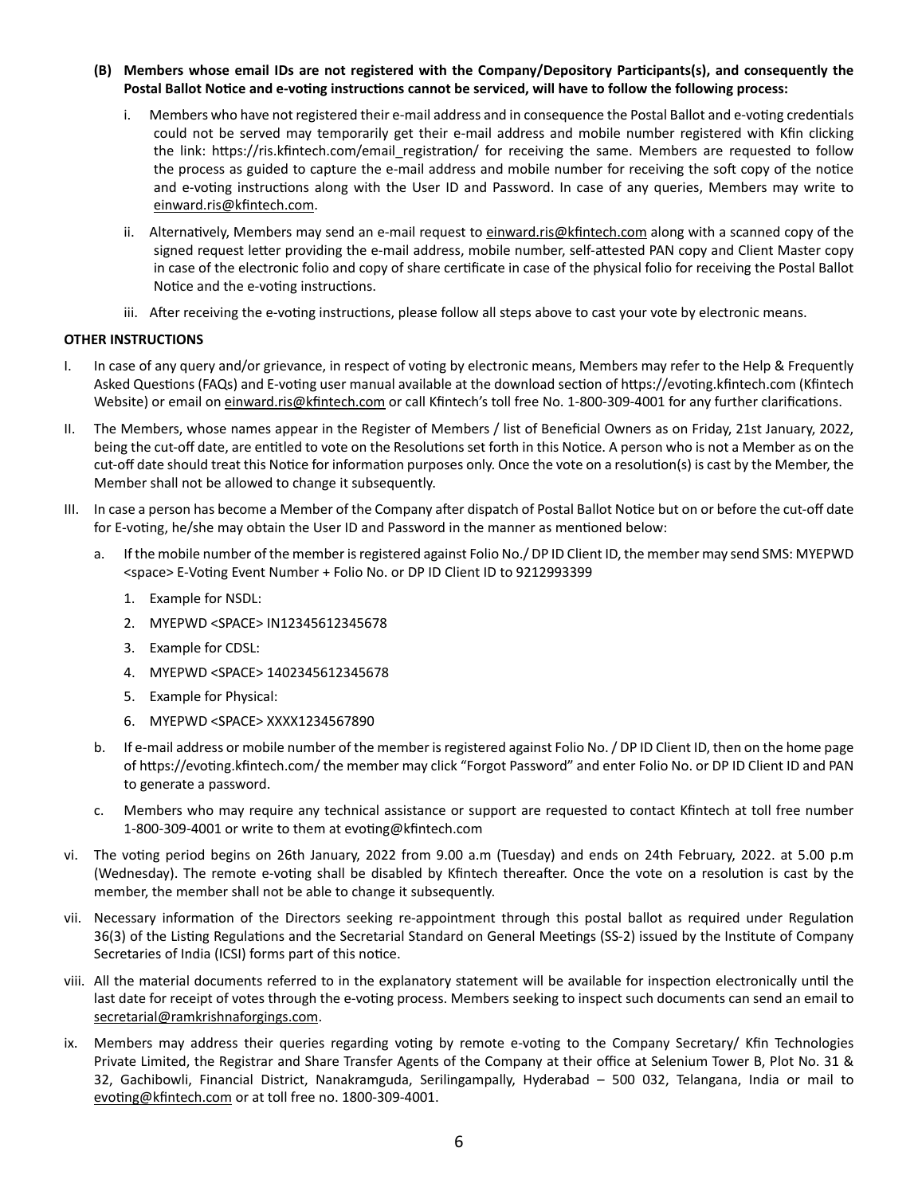**(B) Members whose email IDs are not registered with the Company/Depository Participants(s), and consequently the Postal Ballot Notice and e-voting instructions cannot be serviced, will have to follow the following process:**

i. Members who have not registered their e-mail address and in consequence the Postal Ballot and e-voting credentials could not be served may temporarily get their e-mail address and mobile number registered with Kfin clicking the link: https://ris.kfintech.com/email_registration/ for receiving the same. Members are requested to follow the process as guided to capture the e-mail address and mobile number for receiving the soft copy of the notice and e-voting instructions along with the User ID and Password. In case of any queries, Members may write to einward.ris@kfintech.com.

ii. Alternatively, Members may send an e-mail request to einward.ris@kfintech.com along with a scanned copy of the signed request letter providing the e-mail address, mobile number, self-attested PAN copy and Client Master copy in case of the electronic folio and copy of share certificate in case of the physical folio for receiving the Postal Ballot Notice and the e-voting instructions.

iii. After receiving the e-voting instructions, please follow all steps above to cast your vote by electronic means.

**OTHER INSTRUCTIONS**

I. In case of any query and/or grievance, in respect of voting by electronic means, Members may refer to the Help & Frequently Asked Questions (FAQs) and E-voting user manual available at the download section of https://evoting.kfintech.com (Kfintech Website) or email on einward.ris@kfintech.com or call Kfintech's toll free No. 1-800-309-4001 for any further clarifications.

II. The Members, whose names appear in the Register of Members / list of Beneficial Owners as on Friday, 21st January, 2022, being the cut-off date, are entitled to vote on the Resolutions set forth in this Notice. A person who is not a Member as on the cut-off date should treat this Notice for information purposes only. Once the vote on a resolution(s) is cast by the Member, the Member shall not be allowed to change it subsequently.

III. In case a person has become a Member of the Company after dispatch of Postal Ballot Notice but on or before the cut-off date for E-voting, he/she may obtain the User ID and Password in the manner as mentioned below:

a. If the mobile number of the member is registered against Folio No./ DP ID Client ID, the member may send SMS: MYEPWD <space> E-Voting Event Number + Folio No. or DP ID Client ID to 9212993399

1. Example for NSDL:
2. MYEPWD <SPACE> IN12345612345678
3. Example for CDSL:
4. MYEPWD <SPACE> 1402345612345678
5. Example for Physical:
6. MYEPWD <SPACE> XXXX1234567890

b. If e-mail address or mobile number of the member is registered against Folio No. / DP ID Client ID, then on the home page of https://evoting.kfintech.com/ the member may click "Forgot Password" and enter Folio No. or DP ID Client ID and PAN to generate a password.

c. Members who may require any technical assistance or support are requested to contact Kfintech at toll free number 1-800-309-4001 or write to them at evoting@kfintech.com

vi. The voting period begins on 26th January, 2022 from 9.00 a.m (Tuesday) and ends on 24th February, 2022. at 5.00 p.m (Wednesday). The remote e-voting shall be disabled by Kfintech thereafter. Once the vote on a resolution is cast by the member, the member shall not be able to change it subsequently.

vii. Necessary information of the Directors seeking re-appointment through this postal ballot as required under Regulation 36(3) of the Listing Regulations and the Secretarial Standard on General Meetings (SS-2) issued by the Institute of Company Secretaries of India (ICSI) forms part of this notice.

viii. All the material documents referred to in the explanatory statement will be available for inspection electronically until the last date for receipt of votes through the e-voting process. Members seeking to inspect such documents can send an email to secretarial@ramkrishnaforgings.com.

ix. Members may address their queries regarding voting by remote e-voting to the Company Secretary/ Kfin Technologies Private Limited, the Registrar and Share Transfer Agents of the Company at their office at Selenium Tower B, Plot No. 31 & 32, Gachibowli, Financial District, Nanakramguda, Serilingampally, Hyderabad – 500 032, Telangana, India or mail to evoting@kfintech.com or at toll free no. 1800-309-4001.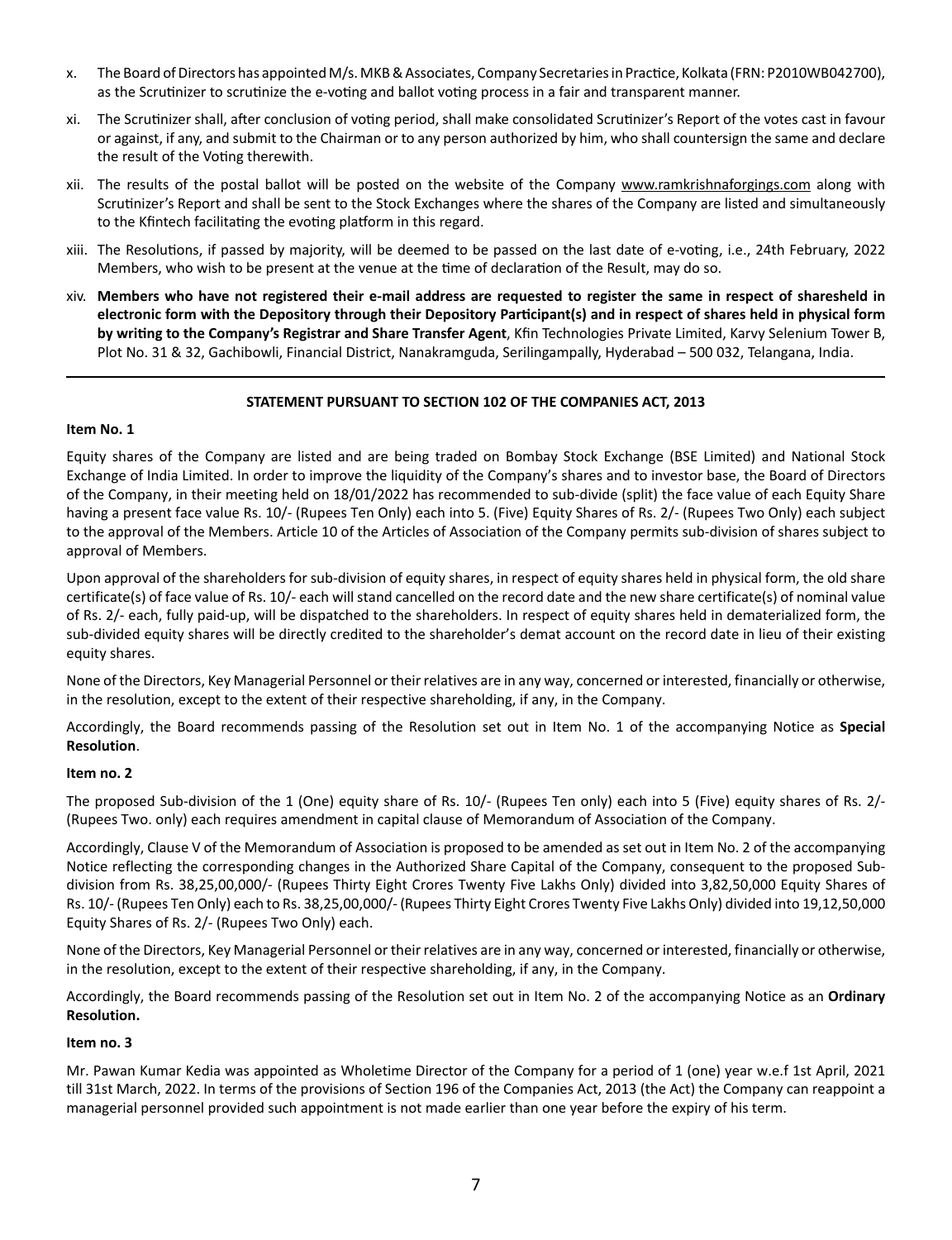x. The Board of Directors has appointed M/s. MKB & Associates, Company Secretaries in Practice, Kolkata (FRN: P2010WB042700), as the Scrutinizer to scrutinize the e-voting and ballot voting process in a fair and transparent manner.

xi. The Scrutinizer shall, after conclusion of voting period, shall make consolidated Scrutinizer's Report of the votes cast in favour or against, if any, and submit to the Chairman or to any person authorized by him, who shall countersign the same and declare the result of the Voting therewith.

xii. The results of the postal ballot will be posted on the website of the Company www.ramkrishnaforgings.com along with Scrutinizer's Report and shall be sent to the Stock Exchanges where the shares of the Company are listed and simultaneously to the Kfintech facilitating the evoting platform in this regard.

xiii. The Resolutions, if passed by majority, will be deemed to be passed on the last date of e-voting, i.e., 24th February, 2022 Members, who wish to be present at the venue at the time of declaration of the Result, may do so.

xiv. **Members who have not registered their e-mail address are requested to register the same in respect of sharesheld in electronic form with the Depository through their Depository Participant(s) and in respect of shares held in physical form by writing to the Company's Registrar and Share Transfer Agent**, Kfin Technologies Private Limited, Karvy Selenium Tower B, Plot No. 31 & 32, Gachibowli, Financial District, Nanakramguda, Serilingampally, Hyderabad – 500 032, Telangana, India.

---

## STATEMENT PURSUANT TO SECTION 102 OF THE COMPANIES ACT, 2013

**Item No. 1**

Equity shares of the Company are listed and are being traded on Bombay Stock Exchange (BSE Limited) and National Stock Exchange of India Limited. In order to improve the liquidity of the Company's shares and to investor base, the Board of Directors of the Company, in their meeting held on 18/01/2022 has recommended to sub-divide (split) the face value of each Equity Share having a present face value Rs. 10/- (Rupees Ten Only) each into 5. (Five) Equity Shares of Rs. 2/- (Rupees Two Only) each subject to the approval of the Members. Article 10 of the Articles of Association of the Company permits sub-division of shares subject to approval of Members.

Upon approval of the shareholders for sub-division of equity shares, in respect of equity shares held in physical form, the old share certificate(s) of face value of Rs. 10/- each will stand cancelled on the record date and the new share certificate(s) of nominal value of Rs. 2/- each, fully paid-up, will be dispatched to the shareholders. In respect of equity shares held in dematerialized form, the sub-divided equity shares will be directly credited to the shareholder's demat account on the record date in lieu of their existing equity shares.

None of the Directors, Key Managerial Personnel or their relatives are in any way, concerned or interested, financially or otherwise, in the resolution, except to the extent of their respective shareholding, if any, in the Company.

Accordingly, the Board recommends passing of the Resolution set out in Item No. 1 of the accompanying Notice as **Special Resolution**.

**Item no. 2**

The proposed Sub-division of the 1 (One) equity share of Rs. 10/- (Rupees Ten only) each into 5 (Five) equity shares of Rs. 2/- (Rupees Two. only) each requires amendment in capital clause of Memorandum of Association of the Company.

Accordingly, Clause V of the Memorandum of Association is proposed to be amended as set out in Item No. 2 of the accompanying Notice reflecting the corresponding changes in the Authorized Share Capital of the Company, consequent to the proposed Sub-division from Rs. 38,25,00,000/- (Rupees Thirty Eight Crores Twenty Five Lakhs Only) divided into 3,82,50,000 Equity Shares of Rs. 10/- (Rupees Ten Only) each to Rs. 38,25,00,000/- (Rupees Thirty Eight Crores Twenty Five Lakhs Only) divided into 19,12,50,000 Equity Shares of Rs. 2/- (Rupees Two Only) each.

None of the Directors, Key Managerial Personnel or their relatives are in any way, concerned or interested, financially or otherwise, in the resolution, except to the extent of their respective shareholding, if any, in the Company.

Accordingly, the Board recommends passing of the Resolution set out in Item No. 2 of the accompanying Notice as an **Ordinary Resolution.**

**Item no. 3**

Mr. Pawan Kumar Kedia was appointed as Wholetime Director of the Company for a period of 1 (one) year w.e.f 1st April, 2021 till 31st March, 2022. In terms of the provisions of Section 196 of the Companies Act, 2013 (the Act) the Company can reappoint a managerial personnel provided such appointment is not made earlier than one year before the expiry of his term.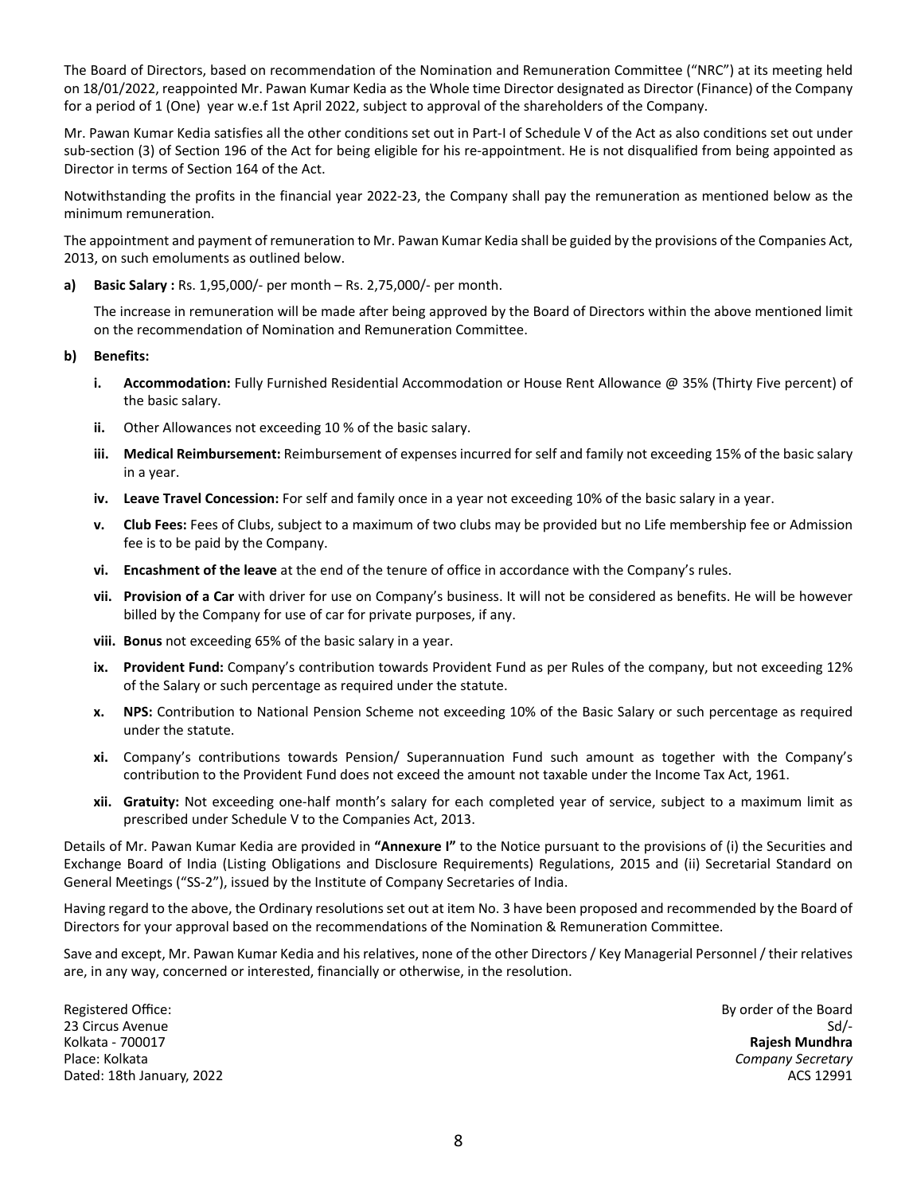The Board of Directors, based on recommendation of the Nomination and Remuneration Committee ("NRC") at its meeting held on 18/01/2022, reappointed Mr. Pawan Kumar Kedia as the Whole time Director designated as Director (Finance) of the Company for a period of 1 (One) year w.e.f 1st April 2022, subject to approval of the shareholders of the Company.

Mr. Pawan Kumar Kedia satisfies all the other conditions set out in Part-I of Schedule V of the Act as also conditions set out under sub-section (3) of Section 196 of the Act for being eligible for his re-appointment. He is not disqualified from being appointed as Director in terms of Section 164 of the Act.

Notwithstanding the profits in the financial year 2022-23, the Company shall pay the remuneration as mentioned below as the minimum remuneration.

The appointment and payment of remuneration to Mr. Pawan Kumar Kedia shall be guided by the provisions of the Companies Act, 2013, on such emoluments as outlined below.

**a) Basic Salary :** Rs. 1,95,000/- per month – Rs. 2,75,000/- per month.

The increase in remuneration will be made after being approved by the Board of Directors within the above mentioned limit on the recommendation of Nomination and Remuneration Committee.

**b) Benefits:**

- **i. Accommodation:** Fully Furnished Residential Accommodation or House Rent Allowance @ 35% (Thirty Five percent) of the basic salary.
- **ii.** Other Allowances not exceeding 10 % of the basic salary.
- **iii. Medical Reimbursement:** Reimbursement of expenses incurred for self and family not exceeding 15% of the basic salary in a year.
- **iv. Leave Travel Concession:** For self and family once in a year not exceeding 10% of the basic salary in a year.
- **v. Club Fees:** Fees of Clubs, subject to a maximum of two clubs may be provided but no Life membership fee or Admission fee is to be paid by the Company.
- **vi. Encashment of the leave** at the end of the tenure of office in accordance with the Company's rules.
- **vii. Provision of a Car** with driver for use on Company's business. It will not be considered as benefits. He will be however billed by the Company for use of car for private purposes, if any.
- **viii. Bonus** not exceeding 65% of the basic salary in a year.
- **ix. Provident Fund:** Company's contribution towards Provident Fund as per Rules of the company, but not exceeding 12% of the Salary or such percentage as required under the statute.
- **x. NPS:** Contribution to National Pension Scheme not exceeding 10% of the Basic Salary or such percentage as required under the statute.
- **xi.** Company's contributions towards Pension/ Superannuation Fund such amount as together with the Company's contribution to the Provident Fund does not exceed the amount not taxable under the Income Tax Act, 1961.
- **xii. Gratuity:** Not exceeding one-half month's salary for each completed year of service, subject to a maximum limit as prescribed under Schedule V to the Companies Act, 2013.

Details of Mr. Pawan Kumar Kedia are provided in **"Annexure I"** to the Notice pursuant to the provisions of (i) the Securities and Exchange Board of India (Listing Obligations and Disclosure Requirements) Regulations, 2015 and (ii) Secretarial Standard on General Meetings ("SS-2"), issued by the Institute of Company Secretaries of India.

Having regard to the above, the Ordinary resolutions set out at item No. 3 have been proposed and recommended by the Board of Directors for your approval based on the recommendations of the Nomination & Remuneration Committee.

Save and except, Mr. Pawan Kumar Kedia and his relatives, none of the other Directors / Key Managerial Personnel / their relatives are, in any way, concerned or interested, financially or otherwise, in the resolution.

Registered Office:
23 Circus Avenue
Kolkata - 700017
Place: Kolkata
Dated: 18th January, 2022

By order of the Board
Sd/-
**Rajesh Mundhra**
*Company Secretary*
ACS 12991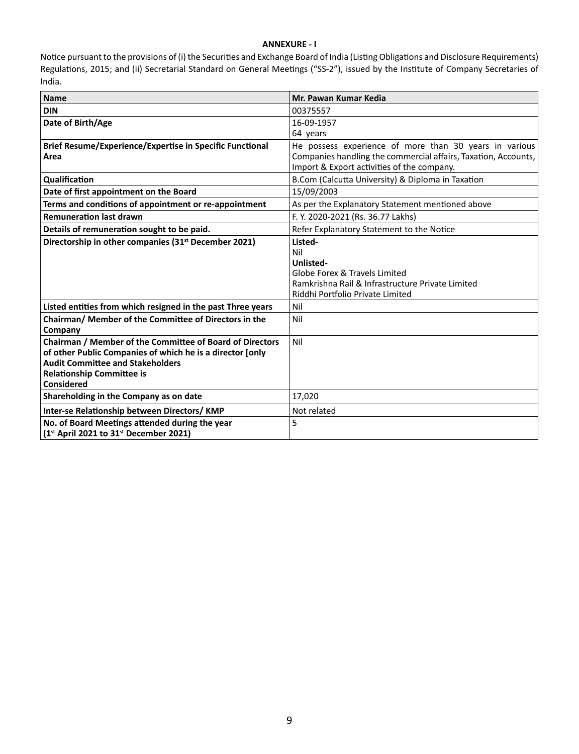**ANNEXURE - I**

Notice pursuant to the provisions of (i) the Securities and Exchange Board of India (Listing Obligations and Disclosure Requirements) Regulations, 2015; and (ii) Secretarial Standard on General Meetings ("SS-2"), issued by the Institute of Company Secretaries of India.

| **Name** | **Mr. Pawan Kumar Kedia** |
|---|---|
| **DIN** | 00375557 |
| **Date of Birth/Age** | 16-09-1957<br>64 years |
| **Brief Resume/Experience/Expertise in Specific Functional Area** | He possess experience of more than 30 years in various Companies handling the commercial affairs, Taxation, Accounts, Import & Export activities of the company. |
| **Qualification** | B.Com (Calcutta University) & Diploma in Taxation |
| **Date of first appointment on the Board** | 15/09/2003 |
| **Terms and conditions of appointment or re-appointment** | As per the Explanatory Statement mentioned above |
| **Remuneration last drawn** | F. Y. 2020-2021 (Rs. 36.77 Lakhs) |
| **Details of remuneration sought to be paid.** | Refer Explanatory Statement to the Notice |
| **Directorship in other companies (31st December 2021)** | **Listed-**<br>Nil<br>**Unlisted-**<br>Globe Forex & Travels Limited<br>Ramkrishna Rail & Infrastructure Private Limited<br>Riddhi Portfolio Private Limited |
| **Listed entities from which resigned in the past Three years** | Nil |
| **Chairman/ Member of the Committee of Directors in the Company** | Nil |
| **Chairman / Member of the Committee of Board of Directors of other Public Companies of which he is a director [only Audit Committee and Stakeholders Relationship Committee is Considered** | Nil |
| **Shareholding in the Company as on date** | 17,020 |
| **Inter-se Relationship between Directors/ KMP** | Not related |
| **No. of Board Meetings attended during the year (1st April 2021 to 31st December 2021)** | 5 |